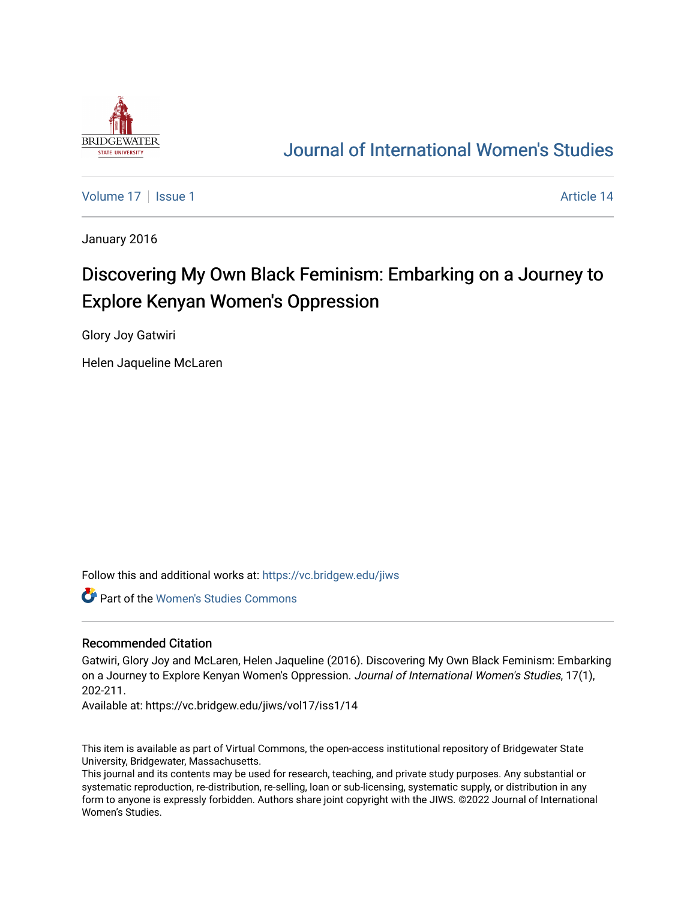Journal of International Women's Studies

Volume 17 | Issue 1 | Article 14

January 2016

# Discovering My Own Black Feminism: Embarking on a Journey to Explore Kenyan Women's Oppression

Glory Joy Gatwiri

Helen Jaqueline McLaren

Follow this and additional works at: https://vc.bridgew.edu/jiws

Part of the Women's Studies Commons

## Recommended Citation

Gatwiri, Glory Joy and McLaren, Helen Jaqueline (2016). Discovering My Own Black Feminism: Embarking on a Journey to Explore Kenyan Women's Oppression. *Journal of International Women's Studies*, 17(1), 202-211.

Available at: https://vc.bridgew.edu/jiws/vol17/iss1/14

This item is available as part of Virtual Commons, the open-access institutional repository of Bridgewater State University, Bridgewater, Massachusetts.

This journal and its contents may be used for research, teaching, and private study purposes. Any substantial or systematic reproduction, re-distribution, re-selling, loan or sub-licensing, systematic supply, or distribution in any form to anyone is expressly forbidden. Authors share joint copyright with the JIWS. ©2022 Journal of International Women's Studies.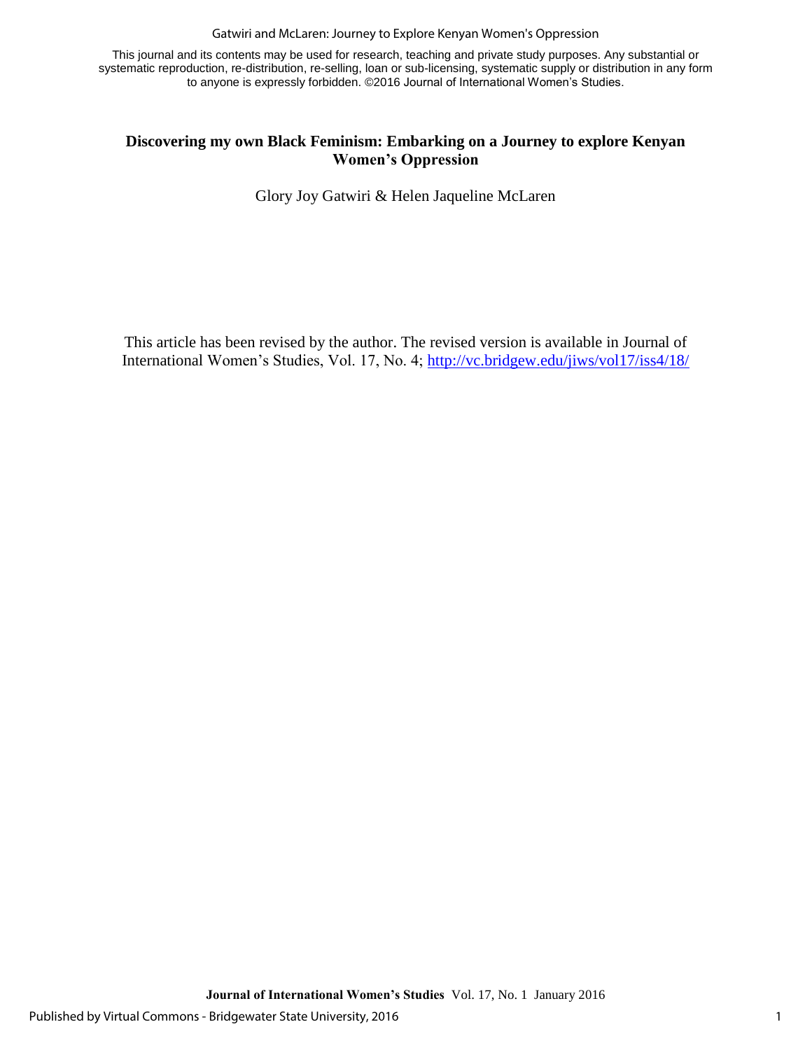This journal and its contents may be used for research, teaching and private study purposes. Any substantial or systematic reproduction, re-distribution, re-selling, loan or sub-licensing, systematic supply or distribution in any form to anyone is expressly forbidden. ©2016 Journal of International Women's Studies.

# Discovering my own Black Feminism: Embarking on a Journey to explore Kenyan Women's Oppression

Glory Joy Gatwiri & Helen Jaqueline McLaren

This article has been revised by the author. The revised version is available in Journal of International Women's Studies, Vol. 17, No. 4; http://vc.bridgew.edu/jiws/vol17/iss4/18/